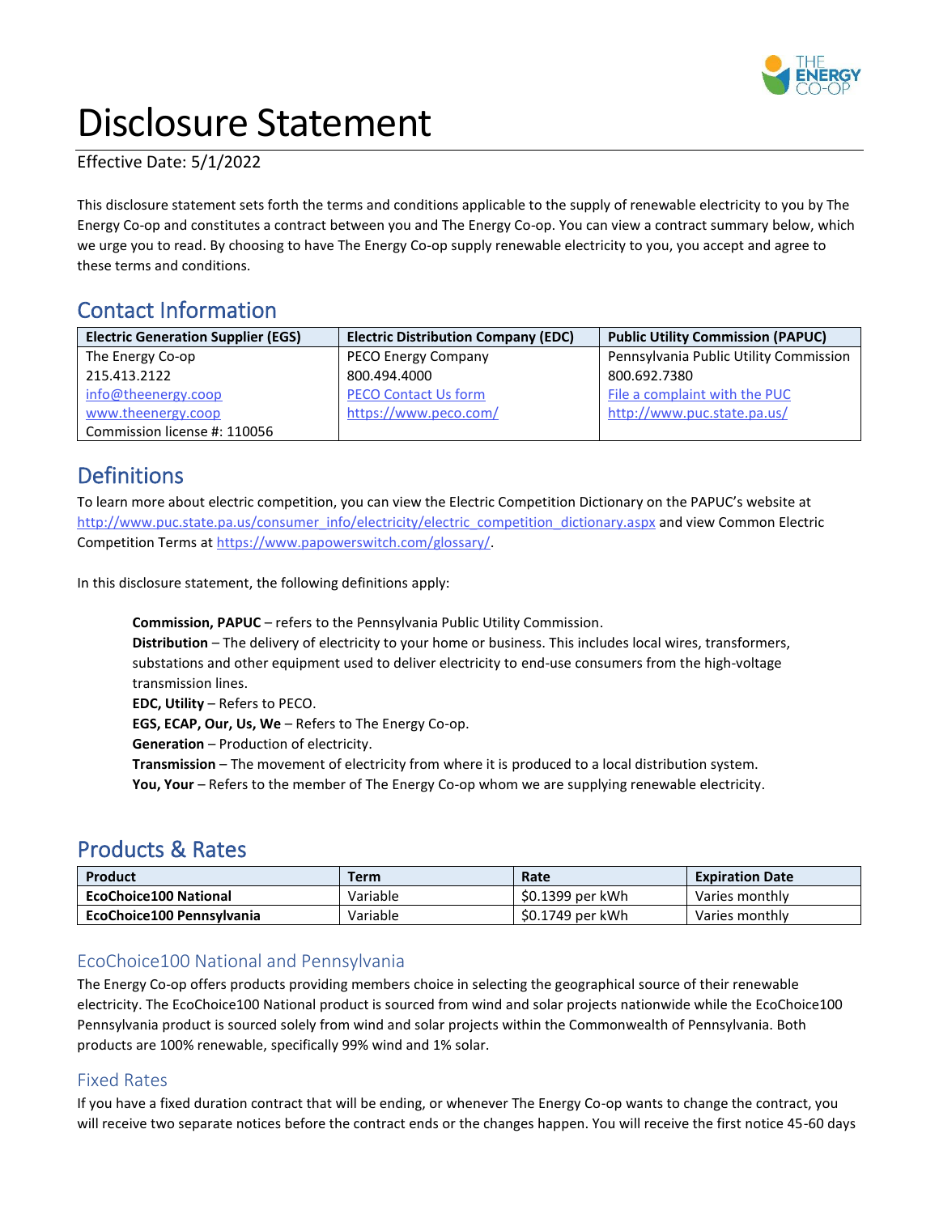# Disclosure Statement

Effective Date: 5/1/2022

This disclosure statement sets forth the terms and conditions applicable to the supply of renewable electricity to you by The Energy Co-op and constitutes a contract between you and The Energy Co-op. You can view a contract summary below, which we urge you to read. By choosing to have The Energy Co-op supply renewable electricity to you, you accept and agree to these terms and conditions.

## Contact Information

| Electric Generation Supplier (EGS) | Electric Distribution Company (EDC) | Public Utility Commission (PAPUC) |
|---|---|---|
| The Energy Co-op<br>215.413.2122<br>info@theenergy.coop<br>www.theenergy.coop<br>Commission license #: 110056 | PECO Energy Company<br>800.494.4000<br>PECO Contact Us form<br>https://www.peco.com/ | Pennsylvania Public Utility Commission<br>800.692.7380<br>File a complaint with the PUC<br>http://www.puc.state.pa.us/ |

## Definitions

To learn more about electric competition, you can view the Electric Competition Dictionary on the PAPUC's website at http://www.puc.state.pa.us/consumer_info/electricity/electric_competition_dictionary.aspx and view Common Electric Competition Terms at https://www.papowerswitch.com/glossary/.

In this disclosure statement, the following definitions apply:

**Commission, PAPUC** – refers to the Pennsylvania Public Utility Commission.
**Distribution** – The delivery of electricity to your home or business. This includes local wires, transformers, substations and other equipment used to deliver electricity to end-use consumers from the high-voltage transmission lines.
**EDC, Utility** – Refers to PECO.
**EGS, ECAP, Our, Us, We** – Refers to The Energy Co-op.
**Generation** – Production of electricity.
**Transmission** – The movement of electricity from where it is produced to a local distribution system.
**You, Your** – Refers to the member of The Energy Co-op whom we are supplying renewable electricity.

## Products & Rates

| Product | Term | Rate | Expiration Date |
|---|---|---|---|
| **EcoChoice100 National** | Variable | $0.1399 per kWh | Varies monthly |
| **EcoChoice100 Pennsylvania** | Variable | $0.1749 per kWh | Varies monthly |

### EcoChoice100 National and Pennsylvania

The Energy Co-op offers products providing members choice in selecting the geographical source of their renewable electricity. The EcoChoice100 National product is sourced from wind and solar projects nationwide while the EcoChoice100 Pennsylvania product is sourced solely from wind and solar projects within the Commonwealth of Pennsylvania. Both products are 100% renewable, specifically 99% wind and 1% solar.

### Fixed Rates

If you have a fixed duration contract that will be ending, or whenever The Energy Co-op wants to change the contract, you will receive two separate notices before the contract ends or the changes happen. You will receive the first notice 45-60 days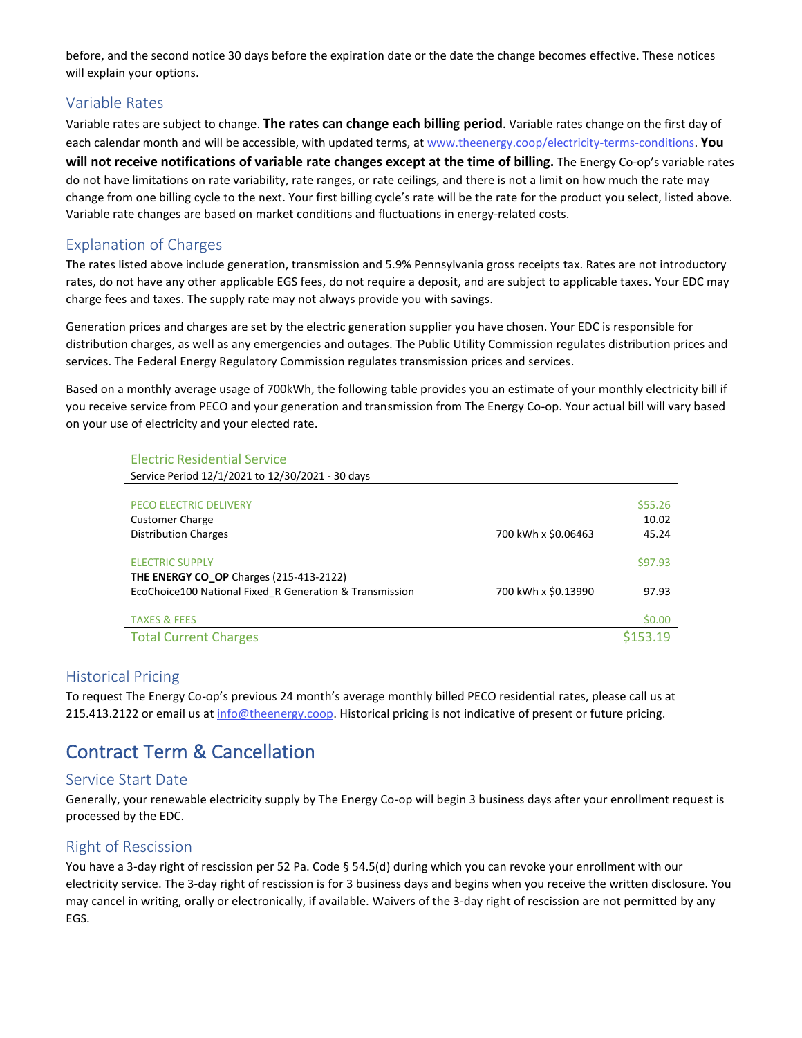before, and the second notice 30 days before the expiration date or the date the change becomes effective. These notices will explain your options.

### Variable Rates

Variable rates are subject to change. **The rates can change each billing period**. Variable rates change on the first day of each calendar month and will be accessible, with updated terms, at www.theenergy.coop/electricity-terms-conditions. **You will not receive notifications of variable rate changes except at the time of billing.** The Energy Co-op's variable rates do not have limitations on rate variability, rate ranges, or rate ceilings, and there is not a limit on how much the rate may change from one billing cycle to the next. Your first billing cycle's rate will be the rate for the product you select, listed above. Variable rate changes are based on market conditions and fluctuations in energy-related costs.

### Explanation of Charges

The rates listed above include generation, transmission and 5.9% Pennsylvania gross receipts tax. Rates are not introductory rates, do not have any other applicable EGS fees, do not require a deposit, and are subject to applicable taxes. Your EDC may charge fees and taxes. The supply rate may not always provide you with savings.

Generation prices and charges are set by the electric generation supplier you have chosen. Your EDC is responsible for distribution charges, as well as any emergencies and outages. The Public Utility Commission regulates distribution prices and services. The Federal Energy Regulatory Commission regulates transmission prices and services.

Based on a monthly average usage of 700kWh, the following table provides you an estimate of your monthly electricity bill if you receive service from PECO and your generation and transmission from The Energy Co-op. Your actual bill will vary based on your use of electricity and your elected rate.

| Electric Residential Service | | |
|---|---|---|
| Service Period 12/1/2021 to 12/30/2021 - 30 days | | |
| PECO ELECTRIC DELIVERY | | $55.26 |
| Customer Charge | | 10.02 |
| Distribution Charges | 700 kWh x $0.06463 | 45.24 |
| ELECTRIC SUPPLY | | $97.93 |
| **THE ENERGY CO_OP** Charges (215-413-2122) | | |
| EcoChoice100 National Fixed_R Generation & Transmission | 700 kWh x $0.13990 | 97.93 |
| TAXES & FEES | | $0.00 |
| Total Current Charges | | $153.19 |

### Historical Pricing

To request The Energy Co-op's previous 24 month's average monthly billed PECO residential rates, please call us at 215.413.2122 or email us at info@theenergy.coop. Historical pricing is not indicative of present or future pricing.

## Contract Term & Cancellation

### Service Start Date

Generally, your renewable electricity supply by The Energy Co-op will begin 3 business days after your enrollment request is processed by the EDC.

### Right of Rescission

You have a 3-day right of rescission per 52 Pa. Code § 54.5(d) during which you can revoke your enrollment with our electricity service. The 3-day right of rescission is for 3 business days and begins when you receive the written disclosure. You may cancel in writing, orally or electronically, if available. Waivers of the 3-day right of rescission are not permitted by any EGS.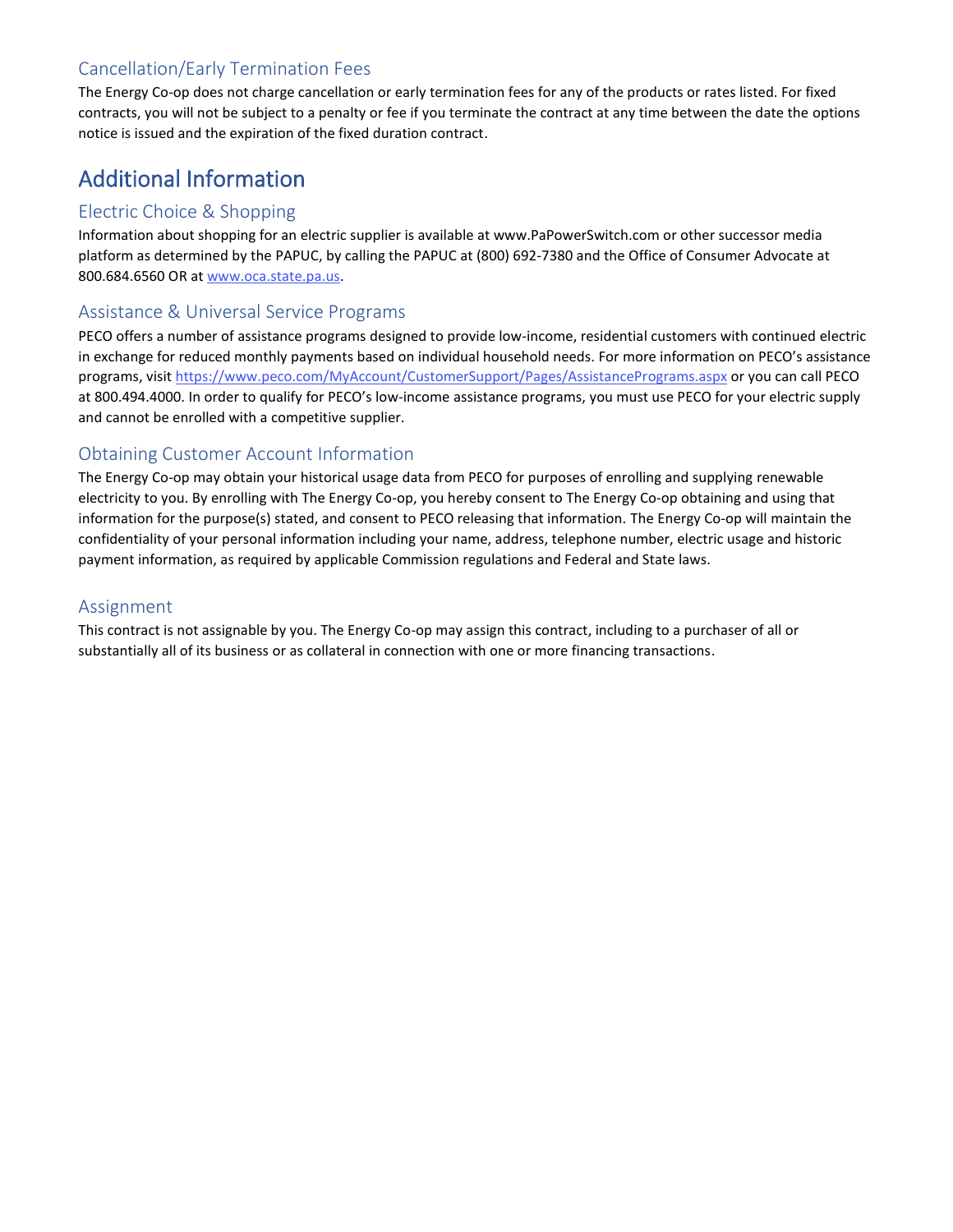### Cancellation/Early Termination Fees

The Energy Co-op does not charge cancellation or early termination fees for any of the products or rates listed. For fixed contracts, you will not be subject to a penalty or fee if you terminate the contract at any time between the date the options notice is issued and the expiration of the fixed duration contract.

## Additional Information

### Electric Choice & Shopping

Information about shopping for an electric supplier is available at www.PaPowerSwitch.com or other successor media platform as determined by the PAPUC, by calling the PAPUC at (800) 692-7380 and the Office of Consumer Advocate at 800.684.6560 OR at www.oca.state.pa.us.

### Assistance & Universal Service Programs

PECO offers a number of assistance programs designed to provide low-income, residential customers with continued electric in exchange for reduced monthly payments based on individual household needs. For more information on PECO's assistance programs, visit https://www.peco.com/MyAccount/CustomerSupport/Pages/AssistancePrograms.aspx or you can call PECO at 800.494.4000. In order to qualify for PECO's low-income assistance programs, you must use PECO for your electric supply and cannot be enrolled with a competitive supplier.

### Obtaining Customer Account Information

The Energy Co-op may obtain your historical usage data from PECO for purposes of enrolling and supplying renewable electricity to you. By enrolling with The Energy Co-op, you hereby consent to The Energy Co-op obtaining and using that information for the purpose(s) stated, and consent to PECO releasing that information. The Energy Co-op will maintain the confidentiality of your personal information including your name, address, telephone number, electric usage and historic payment information, as required by applicable Commission regulations and Federal and State laws.

### Assignment

This contract is not assignable by you. The Energy Co-op may assign this contract, including to a purchaser of all or substantially all of its business or as collateral in connection with one or more financing transactions.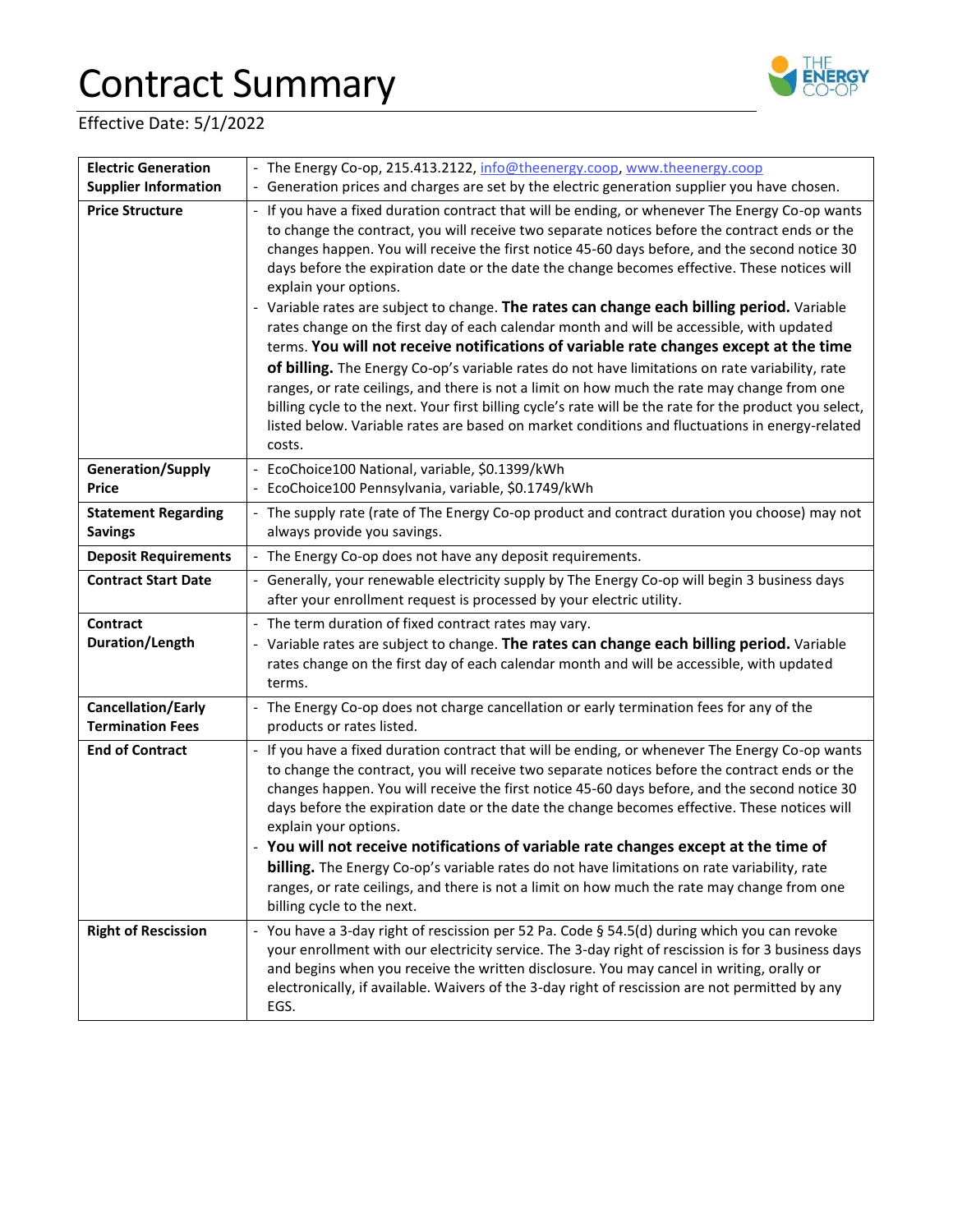# Contract Summary

Effective Date: 5/1/2022

| | |
|---|---|
| **Electric Generation Supplier Information** | - The Energy Co-op, 215.413.2122, info@theenergy.coop, www.theenergy.coop<br>- Generation prices and charges are set by the electric generation supplier you have chosen. |
| **Price Structure** | - If you have a fixed duration contract that will be ending, or whenever The Energy Co-op wants to change the contract, you will receive two separate notices before the contract ends or the changes happen. You will receive the first notice 45-60 days before, and the second notice 30 days before the expiration date or the date the change becomes effective. These notices will explain your options.<br>- Variable rates are subject to change. **The rates can change each billing period.** Variable rates change on the first day of each calendar month and will be accessible, with updated terms. **You will not receive notifications of variable rate changes except at the time of billing.** The Energy Co-op's variable rates do not have limitations on rate variability, rate ranges, or rate ceilings, and there is not a limit on how much the rate may change from one billing cycle to the next. Your first billing cycle's rate will be the rate for the product you select, listed below. Variable rates are based on market conditions and fluctuations in energy-related costs. |
| **Generation/Supply Price** | - EcoChoice100 National, variable, $0.1399/kWh<br>- EcoChoice100 Pennsylvania, variable, $0.1749/kWh |
| **Statement Regarding Savings** | - The supply rate (rate of The Energy Co-op product and contract duration you choose) may not always provide you savings. |
| **Deposit Requirements** | - The Energy Co-op does not have any deposit requirements. |
| **Contract Start Date** | - Generally, your renewable electricity supply by The Energy Co-op will begin 3 business days after your enrollment request is processed by your electric utility. |
| **Contract Duration/Length** | - The term duration of fixed contract rates may vary.<br>- Variable rates are subject to change. **The rates can change each billing period.** Variable rates change on the first day of each calendar month and will be accessible, with updated terms. |
| **Cancellation/Early Termination Fees** | - The Energy Co-op does not charge cancellation or early termination fees for any of the products or rates listed. |
| **End of Contract** | - If you have a fixed duration contract that will be ending, or whenever The Energy Co-op wants to change the contract, you will receive two separate notices before the contract ends or the changes happen. You will receive the first notice 45-60 days before, and the second notice 30 days before the expiration date or the date the change becomes effective. These notices will explain your options.<br>- **You will not receive notifications of variable rate changes except at the time of billing.** The Energy Co-op's variable rates do not have limitations on rate variability, rate ranges, or rate ceilings, and there is not a limit on how much the rate may change from one billing cycle to the next. |
| **Right of Rescission** | - You have a 3-day right of rescission per 52 Pa. Code § 54.5(d) during which you can revoke your enrollment with our electricity service. The 3-day right of rescission is for 3 business days and begins when you receive the written disclosure. You may cancel in writing, orally or electronically, if available. Waivers of the 3-day right of rescission are not permitted by any EGS. |